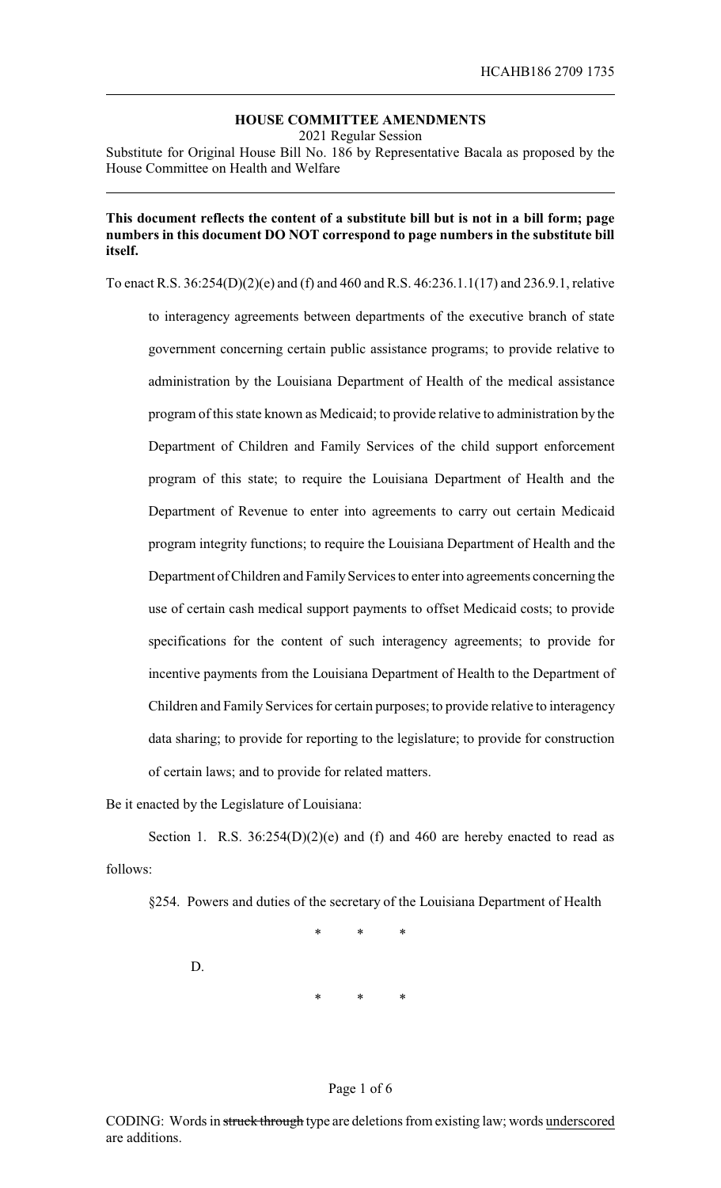## HOUSE COMMITTEE AMENDMENTS

2021 Regular Session

Substitute for Original House Bill No. 186 by Representative Bacala as proposed by the House Committee on Health and Welfare

**This document reflects the content of a substitute bill but is not in a bill form; page numbers in this document DO NOT correspond to page numbers in the substitute bill itself.**

To enact R.S. 36:254(D)(2)(e) and (f) and 460 and R.S. 46:236.1.1(17) and 236.9.1, relative to interagency agreements between departments of the executive branch of state government concerning certain public assistance programs; to provide relative to administration by the Louisiana Department of Health of the medical assistance program of this state known as Medicaid; to provide relative to administration by the Department of Children and Family Services of the child support enforcement program of this state; to require the Louisiana Department of Health and the Department of Revenue to enter into agreements to carry out certain Medicaid program integrity functions; to require the Louisiana Department of Health and the Department of Children and Family Services to enter into agreements concerning the use of certain cash medical support payments to offset Medicaid costs; to provide specifications for the content of such interagency agreements; to provide for incentive payments from the Louisiana Department of Health to the Department of Children and Family Services for certain purposes; to provide relative to interagency data sharing; to provide for reporting to the legislature; to provide for construction of certain laws; and to provide for related matters.

Be it enacted by the Legislature of Louisiana:

Section 1. R.S. 36:254(D)(2)(e) and (f) and 460 are hereby enacted to read as follows:

§254. Powers and duties of the secretary of the Louisiana Department of Health

\* \* \*

D.

\* \* \*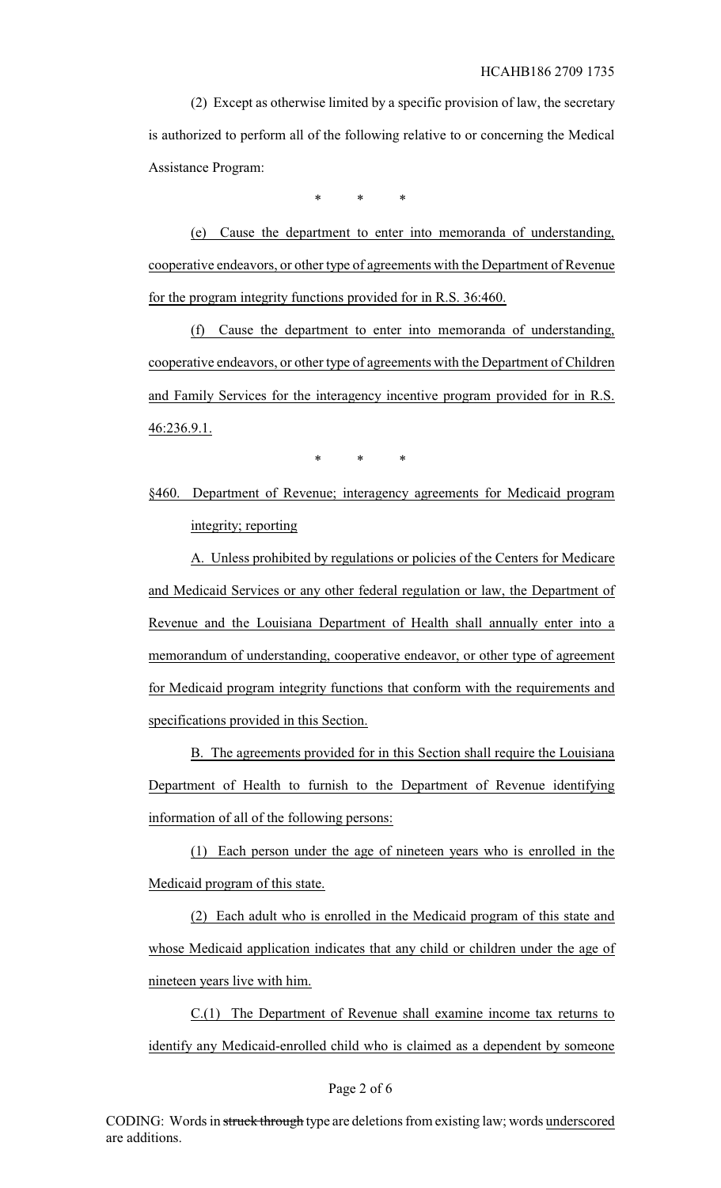(2) Except as otherwise limited by a specific provision of law, the secretary is authorized to perform all of the following relative to or concerning the Medical Assistance Program:

\* \* \*

(e) Cause the department to enter into memoranda of understanding, cooperative endeavors, or other type of agreements with the Department of Revenue for the program integrity functions provided for in R.S. 36:460.

(f) Cause the department to enter into memoranda of understanding, cooperative endeavors, or other type of agreements with the Department of Children and Family Services for the interagency incentive program provided for in R.S. 46:236.9.1.

\* \* \*

§460. Department of Revenue; interagency agreements for Medicaid program integrity; reporting

A. Unless prohibited by regulations or policies of the Centers for Medicare and Medicaid Services or any other federal regulation or law, the Department of Revenue and the Louisiana Department of Health shall annually enter into a memorandum of understanding, cooperative endeavor, or other type of agreement for Medicaid program integrity functions that conform with the requirements and specifications provided in this Section.

B. The agreements provided for in this Section shall require the Louisiana Department of Health to furnish to the Department of Revenue identifying information of all of the following persons:

(1) Each person under the age of nineteen years who is enrolled in the Medicaid program of this state.

(2) Each adult who is enrolled in the Medicaid program of this state and whose Medicaid application indicates that any child or children under the age of nineteen years live with him.

C.(1) The Department of Revenue shall examine income tax returns to identify any Medicaid-enrolled child who is claimed as a dependent by someone

CODING: Words in ~~struck through~~ type are deletions from existing law; words underscored are additions.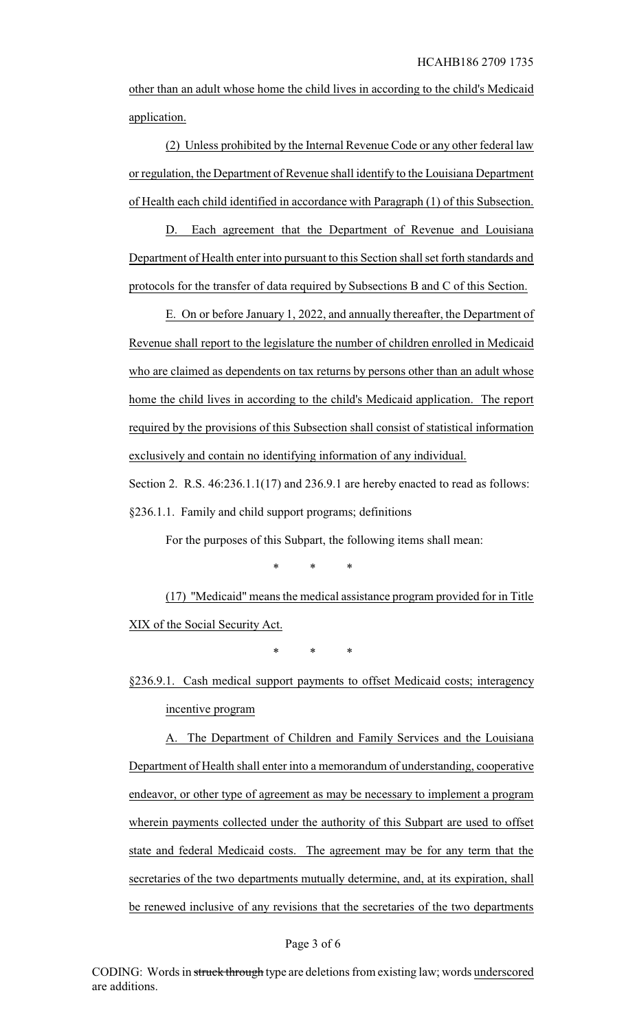other than an adult whose home the child lives in according to the child's Medicaid application.

(2) Unless prohibited by the Internal Revenue Code or any other federal law or regulation, the Department of Revenue shall identify to the Louisiana Department of Health each child identified in accordance with Paragraph (1) of this Subsection.

D. Each agreement that the Department of Revenue and Louisiana Department of Health enter into pursuant to this Section shall set forth standards and protocols for the transfer of data required by Subsections B and C of this Section.

E. On or before January 1, 2022, and annually thereafter, the Department of Revenue shall report to the legislature the number of children enrolled in Medicaid who are claimed as dependents on tax returns by persons other than an adult whose home the child lives in according to the child's Medicaid application. The report required by the provisions of this Subsection shall consist of statistical information exclusively and contain no identifying information of any individual.

Section 2. R.S. 46:236.1.1(17) and 236.9.1 are hereby enacted to read as follows:

§236.1.1. Family and child support programs; definitions

For the purposes of this Subpart, the following items shall mean:

\* \* \*

(17) "Medicaid" means the medical assistance program provided for in Title XIX of the Social Security Act.

\* \* \*

§236.9.1. Cash medical support payments to offset Medicaid costs; interagency incentive program

A. The Department of Children and Family Services and the Louisiana Department of Health shall enter into a memorandum of understanding, cooperative endeavor, or other type of agreement as may be necessary to implement a program wherein payments collected under the authority of this Subpart are used to offset state and federal Medicaid costs. The agreement may be for any term that the secretaries of the two departments mutually determine, and, at its expiration, shall be renewed inclusive of any revisions that the secretaries of the two departments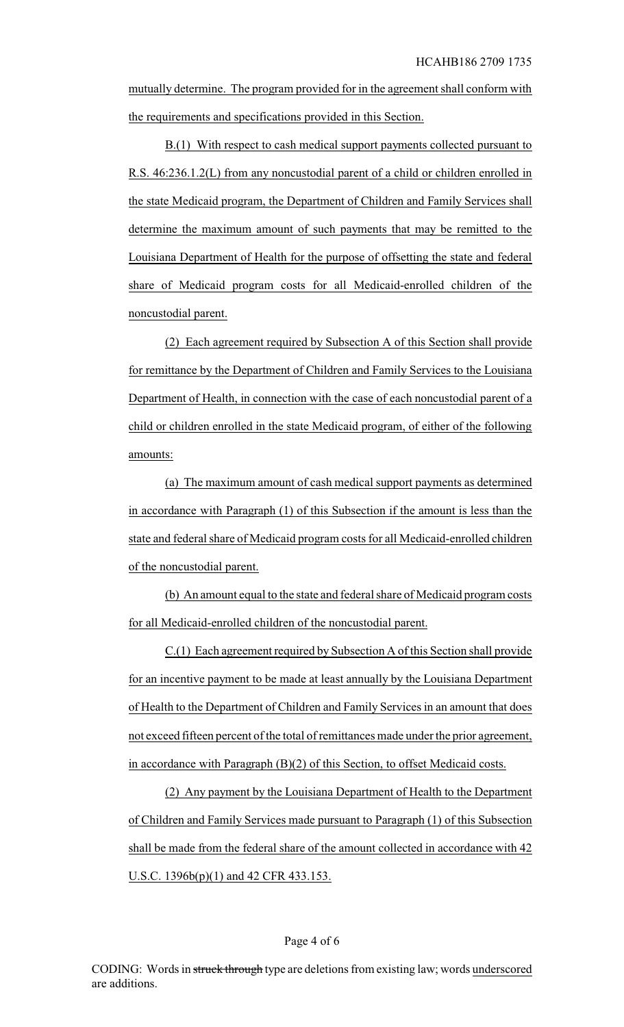mutually determine. The program provided for in the agreement shall conform with the requirements and specifications provided in this Section.

B.(1) With respect to cash medical support payments collected pursuant to R.S. 46:236.1.2(L) from any noncustodial parent of a child or children enrolled in the state Medicaid program, the Department of Children and Family Services shall determine the maximum amount of such payments that may be remitted to the Louisiana Department of Health for the purpose of offsetting the state and federal share of Medicaid program costs for all Medicaid-enrolled children of the noncustodial parent.

(2) Each agreement required by Subsection A of this Section shall provide for remittance by the Department of Children and Family Services to the Louisiana Department of Health, in connection with the case of each noncustodial parent of a child or children enrolled in the state Medicaid program, of either of the following amounts:

(a) The maximum amount of cash medical support payments as determined in accordance with Paragraph (1) of this Subsection if the amount is less than the state and federal share of Medicaid program costs for all Medicaid-enrolled children of the noncustodial parent.

(b) An amount equal to the state and federal share of Medicaid program costs for all Medicaid-enrolled children of the noncustodial parent.

C.(1) Each agreement required by Subsection A of this Section shall provide for an incentive payment to be made at least annually by the Louisiana Department of Health to the Department of Children and Family Services in an amount that does not exceed fifteen percent of the total of remittances made under the prior agreement, in accordance with Paragraph (B)(2) of this Section, to offset Medicaid costs.

(2) Any payment by the Louisiana Department of Health to the Department of Children and Family Services made pursuant to Paragraph (1) of this Subsection shall be made from the federal share of the amount collected in accordance with 42 U.S.C. 1396b(p)(1) and 42 CFR 433.153.

CODING: Words in struck through type are deletions from existing law; words underscored are additions.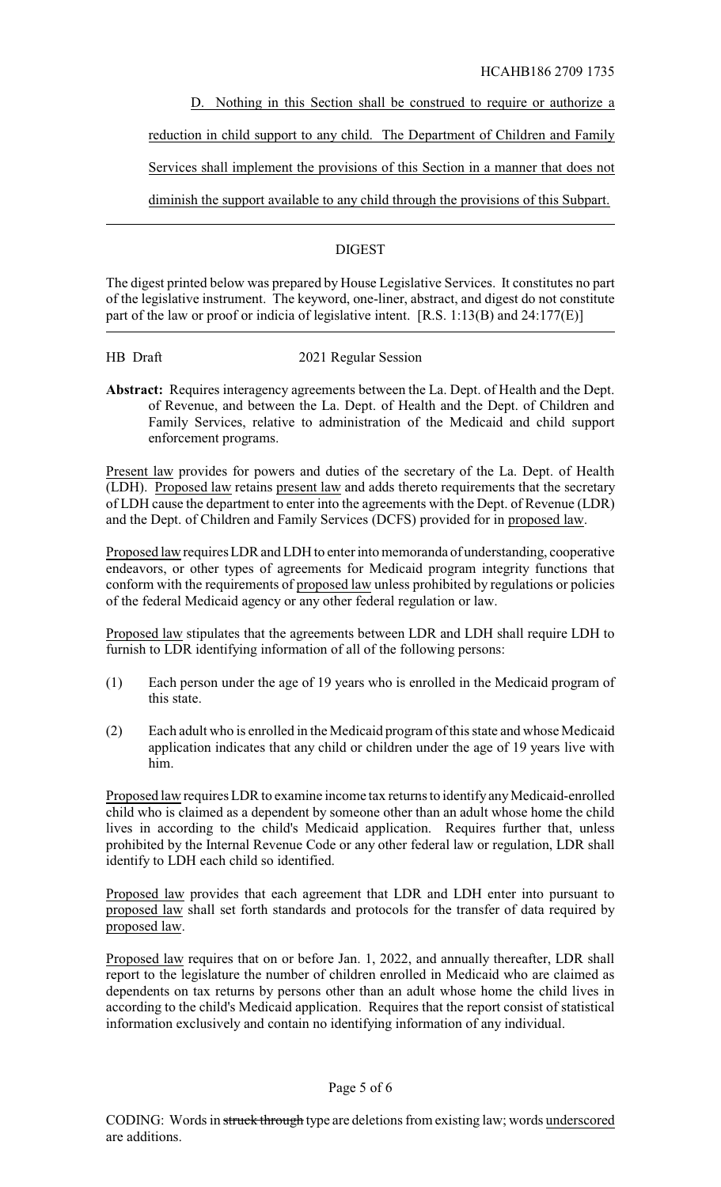D. Nothing in this Section shall be construed to require or authorize a reduction in child support to any child. The Department of Children and Family Services shall implement the provisions of this Section in a manner that does not diminish the support available to any child through the provisions of this Subpart.

---

## DIGEST

The digest printed below was prepared by House Legislative Services. It constitutes no part of the legislative instrument. The keyword, one-liner, abstract, and digest do not constitute part of the law or proof or indicia of legislative intent. [R.S. 1:13(B) and 24:177(E)]

---

HB Draft 2021 Regular Session

**Abstract:** Requires interagency agreements between the La. Dept. of Health and the Dept. of Revenue, and between the La. Dept. of Health and the Dept. of Children and Family Services, relative to administration of the Medicaid and child support enforcement programs.

Present law provides for powers and duties of the secretary of the La. Dept. of Health (LDH). Proposed law retains present law and adds thereto requirements that the secretary of LDH cause the department to enter into the agreements with the Dept. of Revenue (LDR) and the Dept. of Children and Family Services (DCFS) provided for in proposed law.

Proposed law requires LDR and LDH to enter into memoranda of understanding, cooperative endeavors, or other types of agreements for Medicaid program integrity functions that conform with the requirements of proposed law unless prohibited by regulations or policies of the federal Medicaid agency or any other federal regulation or law.

Proposed law stipulates that the agreements between LDR and LDH shall require LDH to furnish to LDR identifying information of all of the following persons:

(1) Each person under the age of 19 years who is enrolled in the Medicaid program of this state.

(2) Each adult who is enrolled in the Medicaid program of this state and whose Medicaid application indicates that any child or children under the age of 19 years live with him.

Proposed law requires LDR to examine income tax returns to identify any Medicaid-enrolled child who is claimed as a dependent by someone other than an adult whose home the child lives in according to the child's Medicaid application. Requires further that, unless prohibited by the Internal Revenue Code or any other federal law or regulation, LDR shall identify to LDH each child so identified.

Proposed law provides that each agreement that LDR and LDH enter into pursuant to proposed law shall set forth standards and protocols for the transfer of data required by proposed law.

Proposed law requires that on or before Jan. 1, 2022, and annually thereafter, LDR shall report to the legislature the number of children enrolled in Medicaid who are claimed as dependents on tax returns by persons other than an adult whose home the child lives in according to the child's Medicaid application. Requires that the report consist of statistical information exclusively and contain no identifying information of any individual.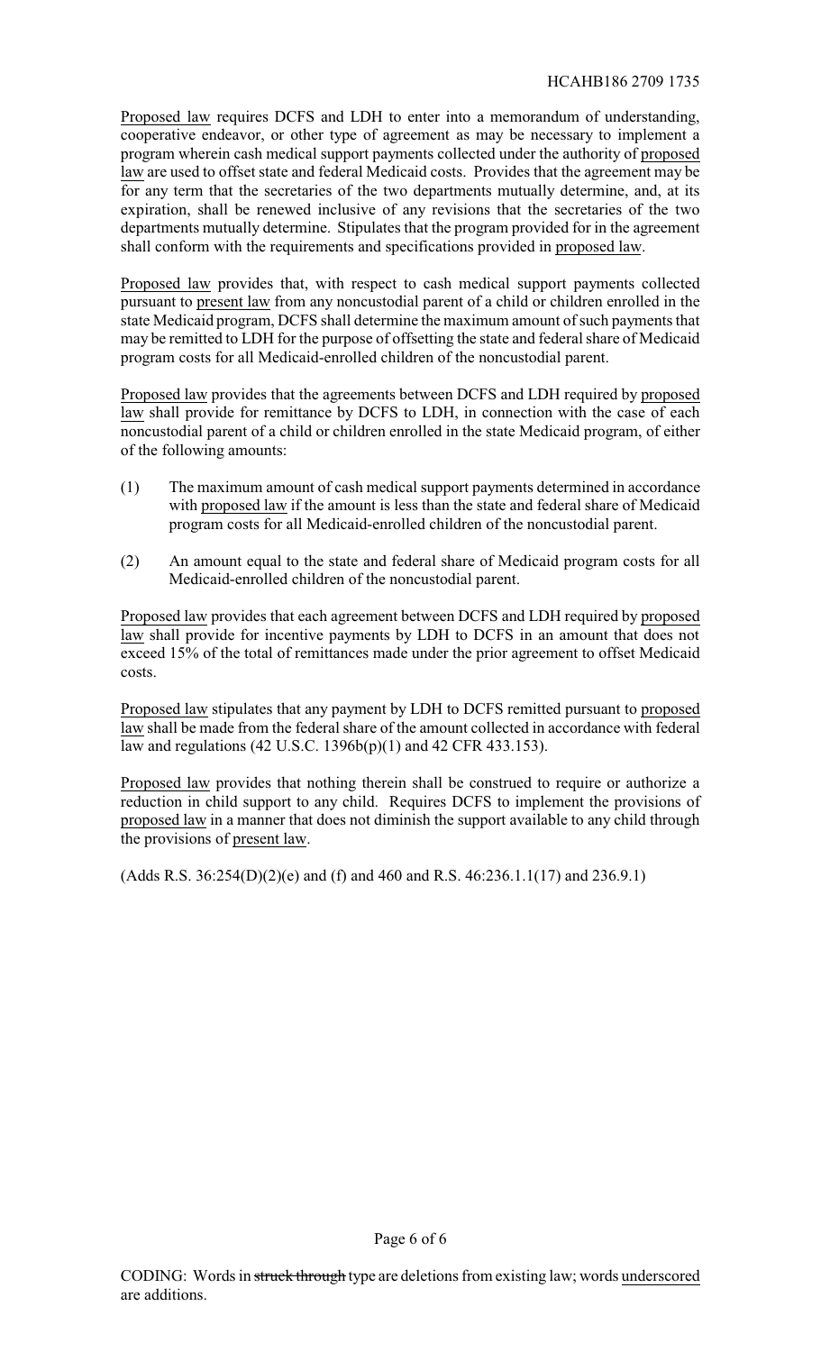Proposed law requires DCFS and LDH to enter into a memorandum of understanding, cooperative endeavor, or other type of agreement as may be necessary to implement a program wherein cash medical support payments collected under the authority of proposed law are used to offset state and federal Medicaid costs. Provides that the agreement may be for any term that the secretaries of the two departments mutually determine, and, at its expiration, shall be renewed inclusive of any revisions that the secretaries of the two departments mutually determine. Stipulates that the program provided for in the agreement shall conform with the requirements and specifications provided in proposed law.

Proposed law provides that, with respect to cash medical support payments collected pursuant to present law from any noncustodial parent of a child or children enrolled in the state Medicaid program, DCFS shall determine the maximum amount of such payments that may be remitted to LDH for the purpose of offsetting the state and federal share of Medicaid program costs for all Medicaid-enrolled children of the noncustodial parent.

Proposed law provides that the agreements between DCFS and LDH required by proposed law shall provide for remittance by DCFS to LDH, in connection with the case of each noncustodial parent of a child or children enrolled in the state Medicaid program, of either of the following amounts:

(1) The maximum amount of cash medical support payments determined in accordance with proposed law if the amount is less than the state and federal share of Medicaid program costs for all Medicaid-enrolled children of the noncustodial parent.

(2) An amount equal to the state and federal share of Medicaid program costs for all Medicaid-enrolled children of the noncustodial parent.

Proposed law provides that each agreement between DCFS and LDH required by proposed law shall provide for incentive payments by LDH to DCFS in an amount that does not exceed 15% of the total of remittances made under the prior agreement to offset Medicaid costs.

Proposed law stipulates that any payment by LDH to DCFS remitted pursuant to proposed law shall be made from the federal share of the amount collected in accordance with federal law and regulations (42 U.S.C. 1396b(p)(1) and 42 CFR 433.153).

Proposed law provides that nothing therein shall be construed to require or authorize a reduction in child support to any child. Requires DCFS to implement the provisions of proposed law in a manner that does not diminish the support available to any child through the provisions of present law.

(Adds R.S. 36:254(D)(2)(e) and (f) and 460 and R.S. 46:236.1.1(17) and 236.9.1)

CODING: Words in ~~struck through~~ type are deletions from existing law; words underscored are additions.